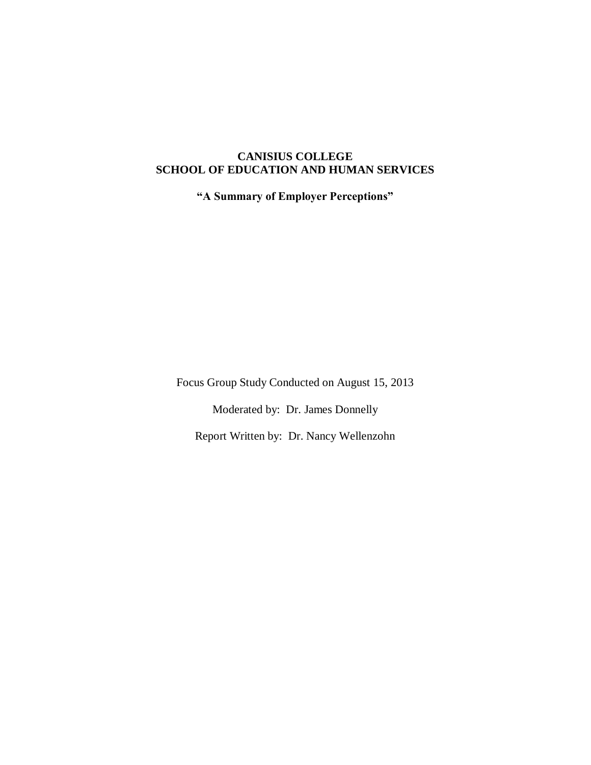# CANISIUS COLLEGE
# SCHOOL OF EDUCATION AND HUMAN SERVICES

## "A Summary of Employer Perceptions"

Focus Group Study Conducted on August 15, 2013

Moderated by: Dr. James Donnelly

Report Written by: Dr. Nancy Wellenzohn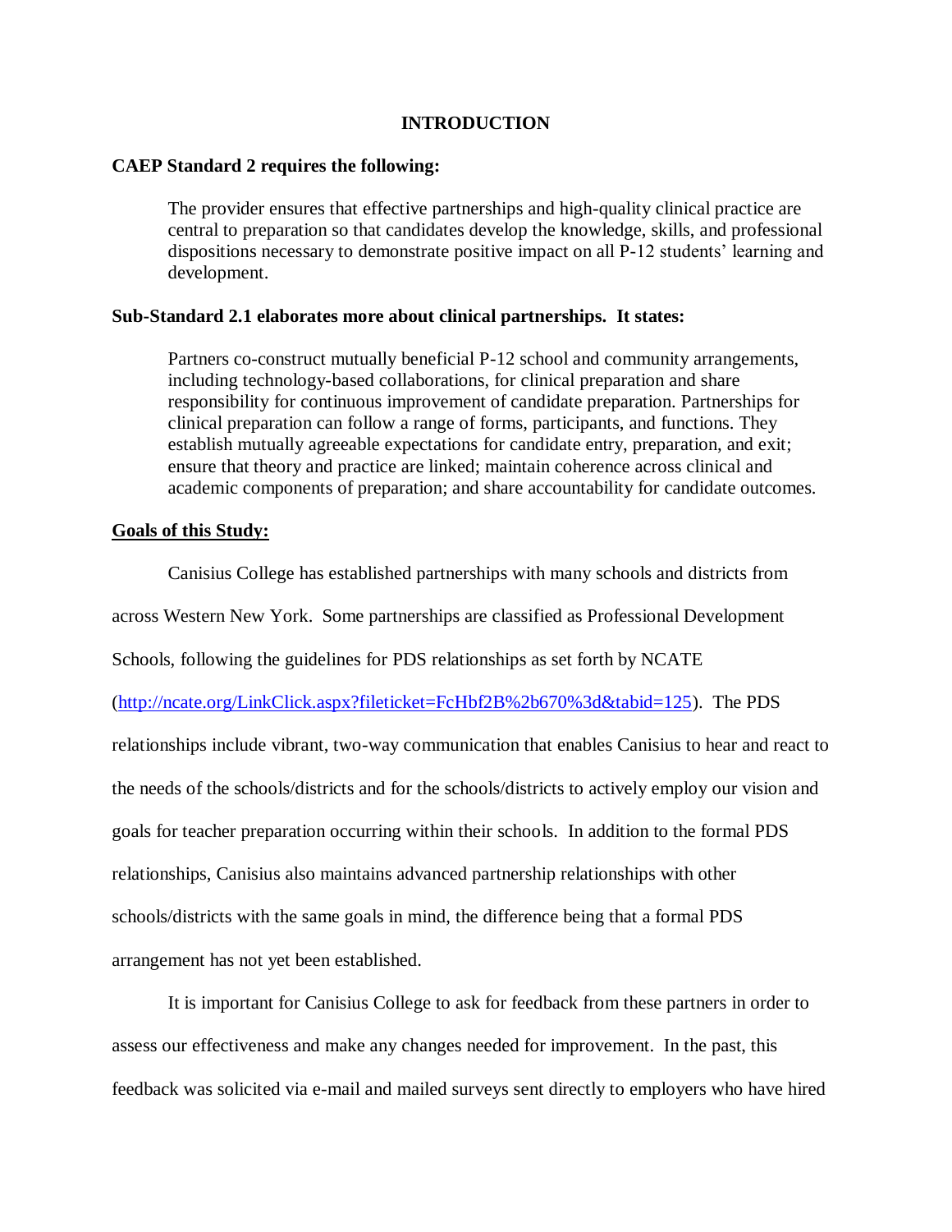# INTRODUCTION

**CAEP Standard 2 requires the following:**

> The provider ensures that effective partnerships and high-quality clinical practice are central to preparation so that candidates develop the knowledge, skills, and professional dispositions necessary to demonstrate positive impact on all P-12 students' learning and development.

**Sub-Standard 2.1 elaborates more about clinical partnerships. It states:**

> Partners co-construct mutually beneficial P-12 school and community arrangements, including technology-based collaborations, for clinical preparation and share responsibility for continuous improvement of candidate preparation. Partnerships for clinical preparation can follow a range of forms, participants, and functions. They establish mutually agreeable expectations for candidate entry, preparation, and exit; ensure that theory and practice are linked; maintain coherence across clinical and academic components of preparation; and share accountability for candidate outcomes.

**Goals of this Study:**

Canisius College has established partnerships with many schools and districts from across Western New York. Some partnerships are classified as Professional Development Schools, following the guidelines for PDS relationships as set forth by NCATE (http://ncate.org/LinkClick.aspx?fileticket=FcHbf2B%2b670%3d&tabid=125). The PDS relationships include vibrant, two-way communication that enables Canisius to hear and react to the needs of the schools/districts and for the schools/districts to actively employ our vision and goals for teacher preparation occurring within their schools. In addition to the formal PDS relationships, Canisius also maintains advanced partnership relationships with other schools/districts with the same goals in mind, the difference being that a formal PDS arrangement has not yet been established.

It is important for Canisius College to ask for feedback from these partners in order to assess our effectiveness and make any changes needed for improvement. In the past, this feedback was solicited via e-mail and mailed surveys sent directly to employers who have hired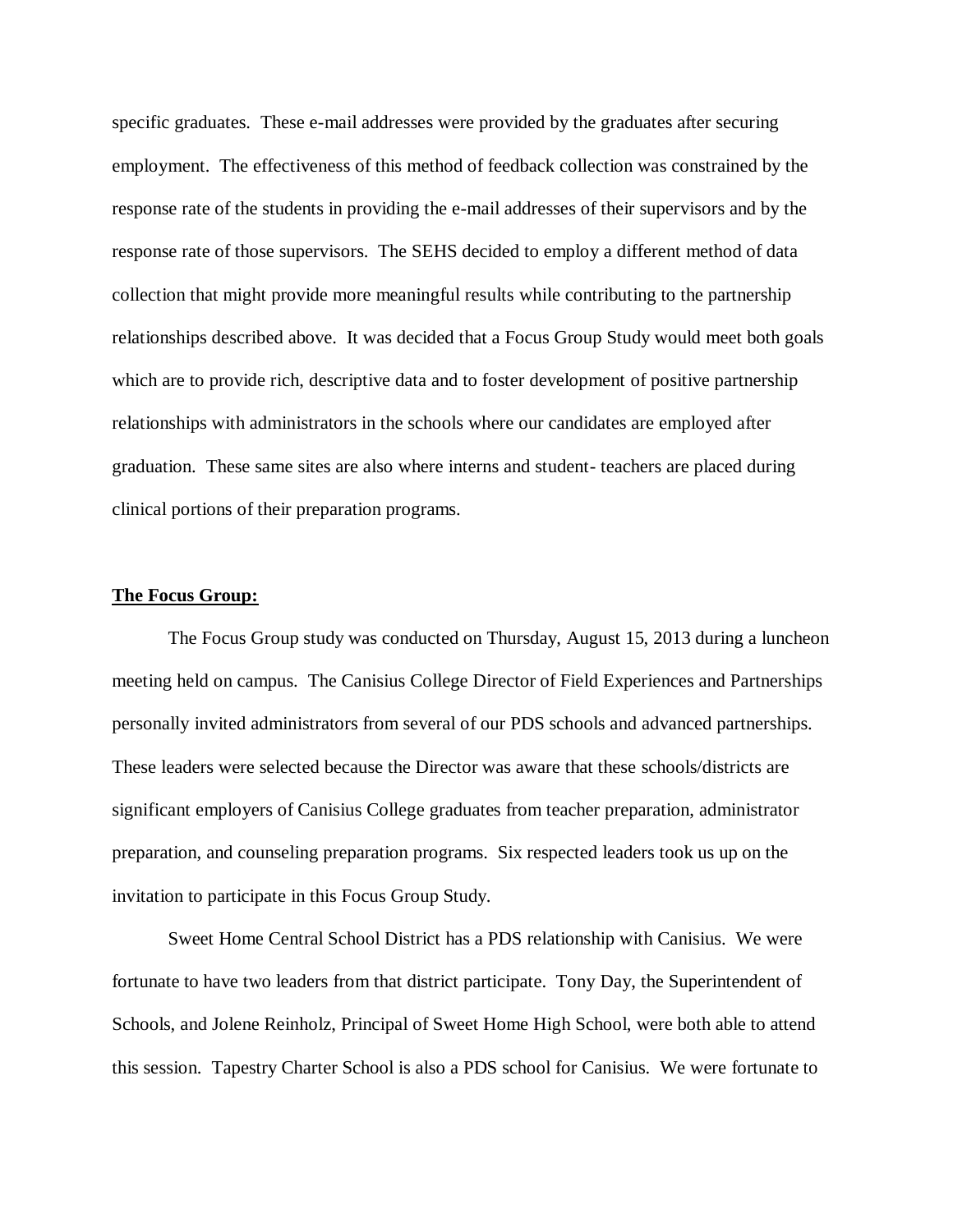specific graduates. These e-mail addresses were provided by the graduates after securing employment. The effectiveness of this method of feedback collection was constrained by the response rate of the students in providing the e-mail addresses of their supervisors and by the response rate of those supervisors. The SEHS decided to employ a different method of data collection that might provide more meaningful results while contributing to the partnership relationships described above. It was decided that a Focus Group Study would meet both goals which are to provide rich, descriptive data and to foster development of positive partnership relationships with administrators in the schools where our candidates are employed after graduation. These same sites are also where interns and student- teachers are placed during clinical portions of their preparation programs.

**The Focus Group:**

The Focus Group study was conducted on Thursday, August 15, 2013 during a luncheon meeting held on campus. The Canisius College Director of Field Experiences and Partnerships personally invited administrators from several of our PDS schools and advanced partnerships. These leaders were selected because the Director was aware that these schools/districts are significant employers of Canisius College graduates from teacher preparation, administrator preparation, and counseling preparation programs. Six respected leaders took us up on the invitation to participate in this Focus Group Study.

Sweet Home Central School District has a PDS relationship with Canisius. We were fortunate to have two leaders from that district participate. Tony Day, the Superintendent of Schools, and Jolene Reinholz, Principal of Sweet Home High School, were both able to attend this session. Tapestry Charter School is also a PDS school for Canisius. We were fortunate to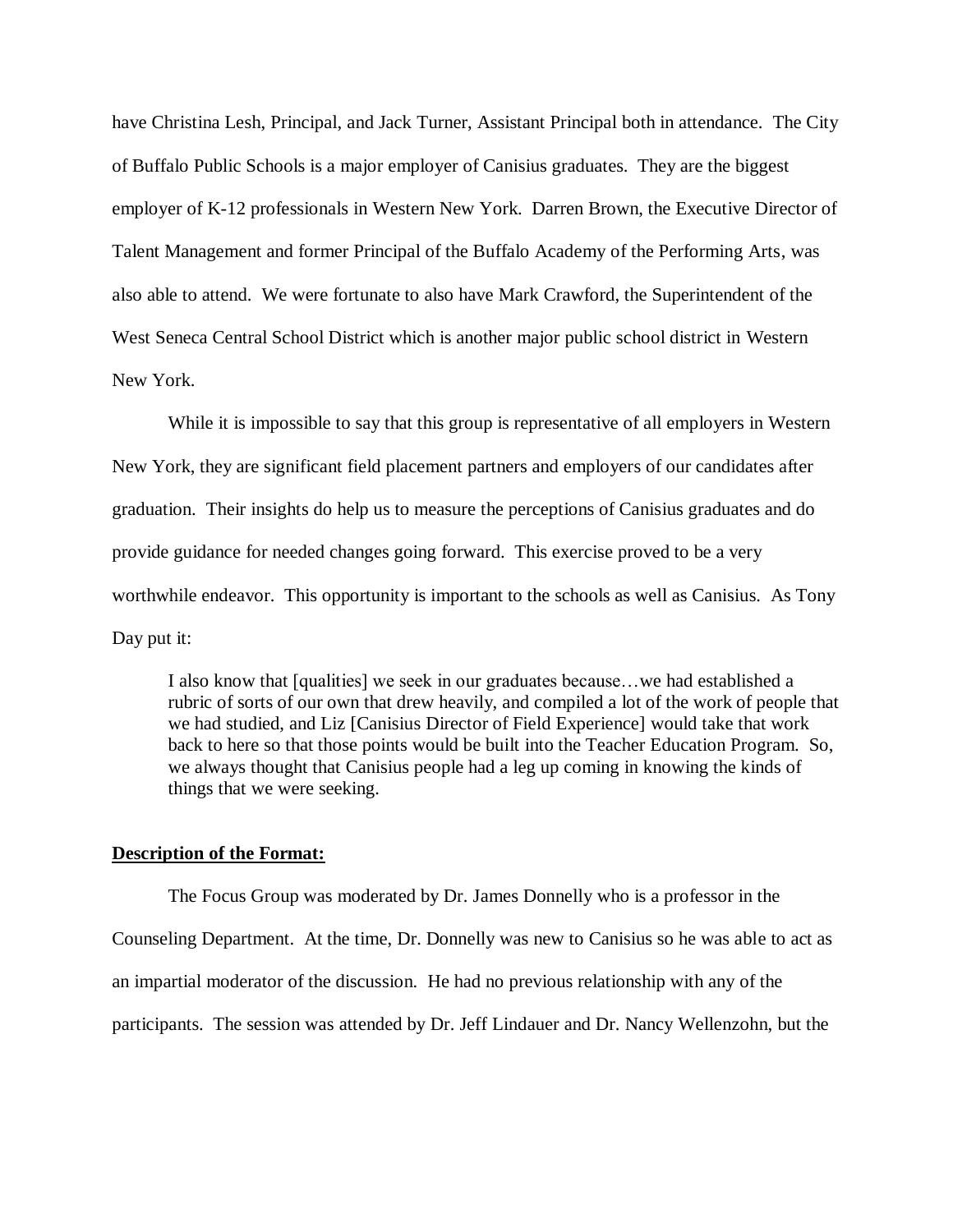have Christina Lesh, Principal, and Jack Turner, Assistant Principal both in attendance. The City of Buffalo Public Schools is a major employer of Canisius graduates. They are the biggest employer of K-12 professionals in Western New York. Darren Brown, the Executive Director of Talent Management and former Principal of the Buffalo Academy of the Performing Arts, was also able to attend. We were fortunate to also have Mark Crawford, the Superintendent of the West Seneca Central School District which is another major public school district in Western New York.

While it is impossible to say that this group is representative of all employers in Western New York, they are significant field placement partners and employers of our candidates after graduation. Their insights do help us to measure the perceptions of Canisius graduates and do provide guidance for needed changes going forward. This exercise proved to be a very worthwhile endeavor. This opportunity is important to the schools as well as Canisius. As Tony Day put it:

> I also know that [qualities] we seek in our graduates because…we had established a rubric of sorts of our own that drew heavily, and compiled a lot of the work of people that we had studied, and Liz [Canisius Director of Field Experience] would take that work back to here so that those points would be built into the Teacher Education Program. So, we always thought that Canisius people had a leg up coming in knowing the kinds of things that we were seeking.

**Description of the Format:**

The Focus Group was moderated by Dr. James Donnelly who is a professor in the Counseling Department. At the time, Dr. Donnelly was new to Canisius so he was able to act as an impartial moderator of the discussion. He had no previous relationship with any of the participants. The session was attended by Dr. Jeff Lindauer and Dr. Nancy Wellenzohn, but the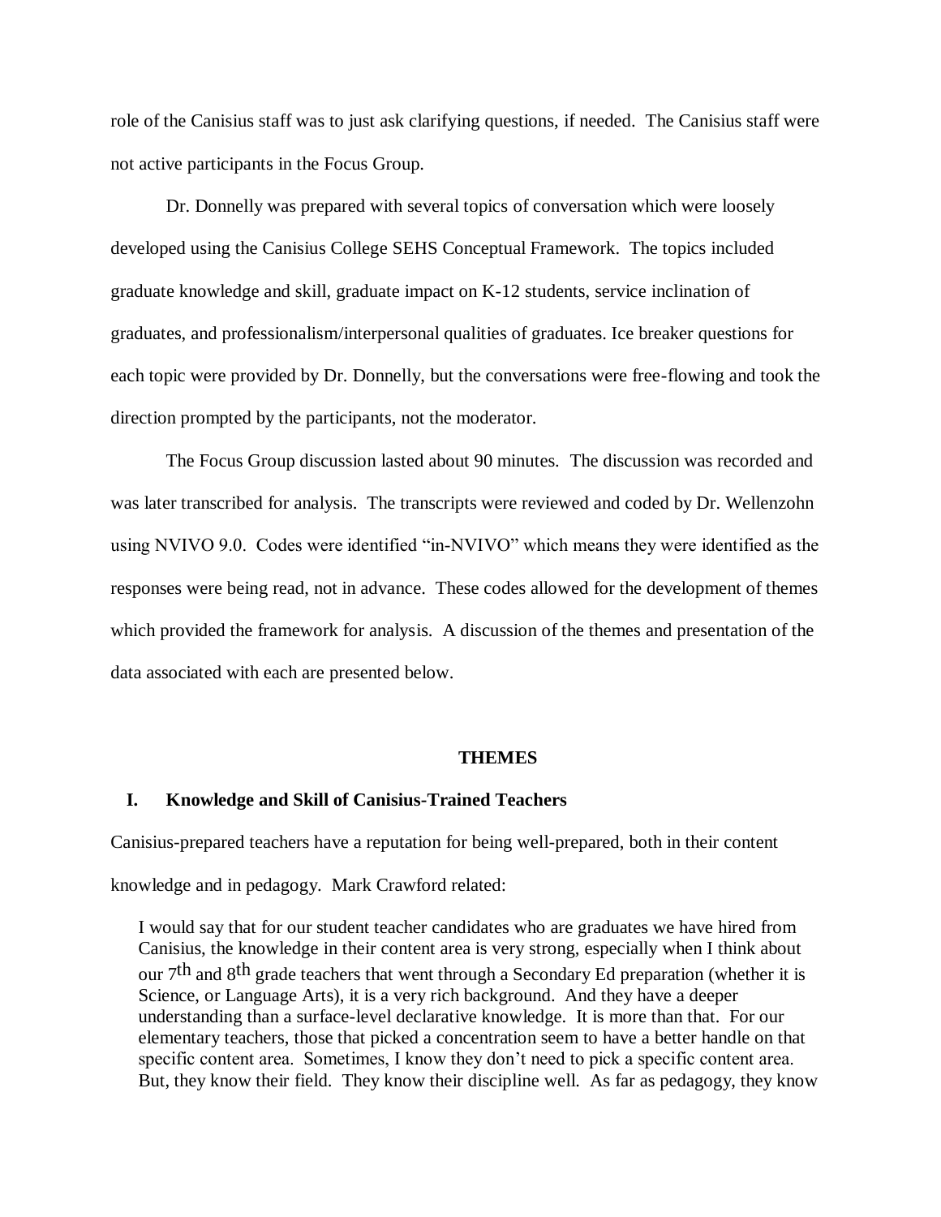role of the Canisius staff was to just ask clarifying questions, if needed. The Canisius staff were not active participants in the Focus Group.

Dr. Donnelly was prepared with several topics of conversation which were loosely developed using the Canisius College SEHS Conceptual Framework. The topics included graduate knowledge and skill, graduate impact on K-12 students, service inclination of graduates, and professionalism/interpersonal qualities of graduates. Ice breaker questions for each topic were provided by Dr. Donnelly, but the conversations were free-flowing and took the direction prompted by the participants, not the moderator.

The Focus Group discussion lasted about 90 minutes. The discussion was recorded and was later transcribed for analysis. The transcripts were reviewed and coded by Dr. Wellenzohn using NVIVO 9.0. Codes were identified "in-NVIVO" which means they were identified as the responses were being read, not in advance. These codes allowed for the development of themes which provided the framework for analysis. A discussion of the themes and presentation of the data associated with each are presented below.

## THEMES

### I. Knowledge and Skill of Canisius-Trained Teachers

Canisius-prepared teachers have a reputation for being well-prepared, both in their content knowledge and in pedagogy. Mark Crawford related:

> I would say that for our student teacher candidates who are graduates we have hired from Canisius, the knowledge in their content area is very strong, especially when I think about our 7th and 8th grade teachers that went through a Secondary Ed preparation (whether it is Science, or Language Arts), it is a very rich background. And they have a deeper understanding than a surface-level declarative knowledge. It is more than that. For our elementary teachers, those that picked a concentration seem to have a better handle on that specific content area. Sometimes, I know they don't need to pick a specific content area. But, they know their field. They know their discipline well. As far as pedagogy, they know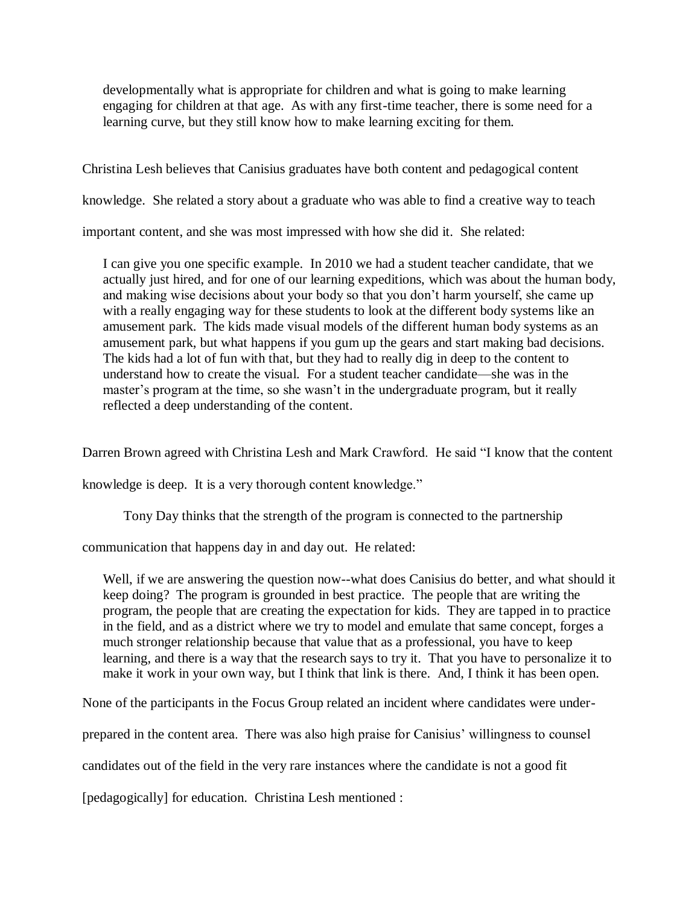> developmentally what is appropriate for children and what is going to make learning engaging for children at that age. As with any first-time teacher, there is some need for a learning curve, but they still know how to make learning exciting for them.

Christina Lesh believes that Canisius graduates have both content and pedagogical content knowledge. She related a story about a graduate who was able to find a creative way to teach important content, and she was most impressed with how she did it. She related:

> I can give you one specific example. In 2010 we had a student teacher candidate, that we actually just hired, and for one of our learning expeditions, which was about the human body, and making wise decisions about your body so that you don't harm yourself, she came up with a really engaging way for these students to look at the different body systems like an amusement park. The kids made visual models of the different human body systems as an amusement park, but what happens if you gum up the gears and start making bad decisions. The kids had a lot of fun with that, but they had to really dig in deep to the content to understand how to create the visual. For a student teacher candidate—she was in the master's program at the time, so she wasn't in the undergraduate program, but it really reflected a deep understanding of the content.

Darren Brown agreed with Christina Lesh and Mark Crawford. He said "I know that the content knowledge is deep. It is a very thorough content knowledge."

Tony Day thinks that the strength of the program is connected to the partnership communication that happens day in and day out. He related:

> Well, if we are answering the question now--what does Canisius do better, and what should it keep doing? The program is grounded in best practice. The people that are writing the program, the people that are creating the expectation for kids. They are tapped in to practice in the field, and as a district where we try to model and emulate that same concept, forges a much stronger relationship because that value that as a professional, you have to keep learning, and there is a way that the research says to try it. That you have to personalize it to make it work in your own way, but I think that link is there. And, I think it has been open.

None of the participants in the Focus Group related an incident where candidates were under-prepared in the content area. There was also high praise for Canisius' willingness to counsel candidates out of the field in the very rare instances where the candidate is not a good fit [pedagogically] for education. Christina Lesh mentioned :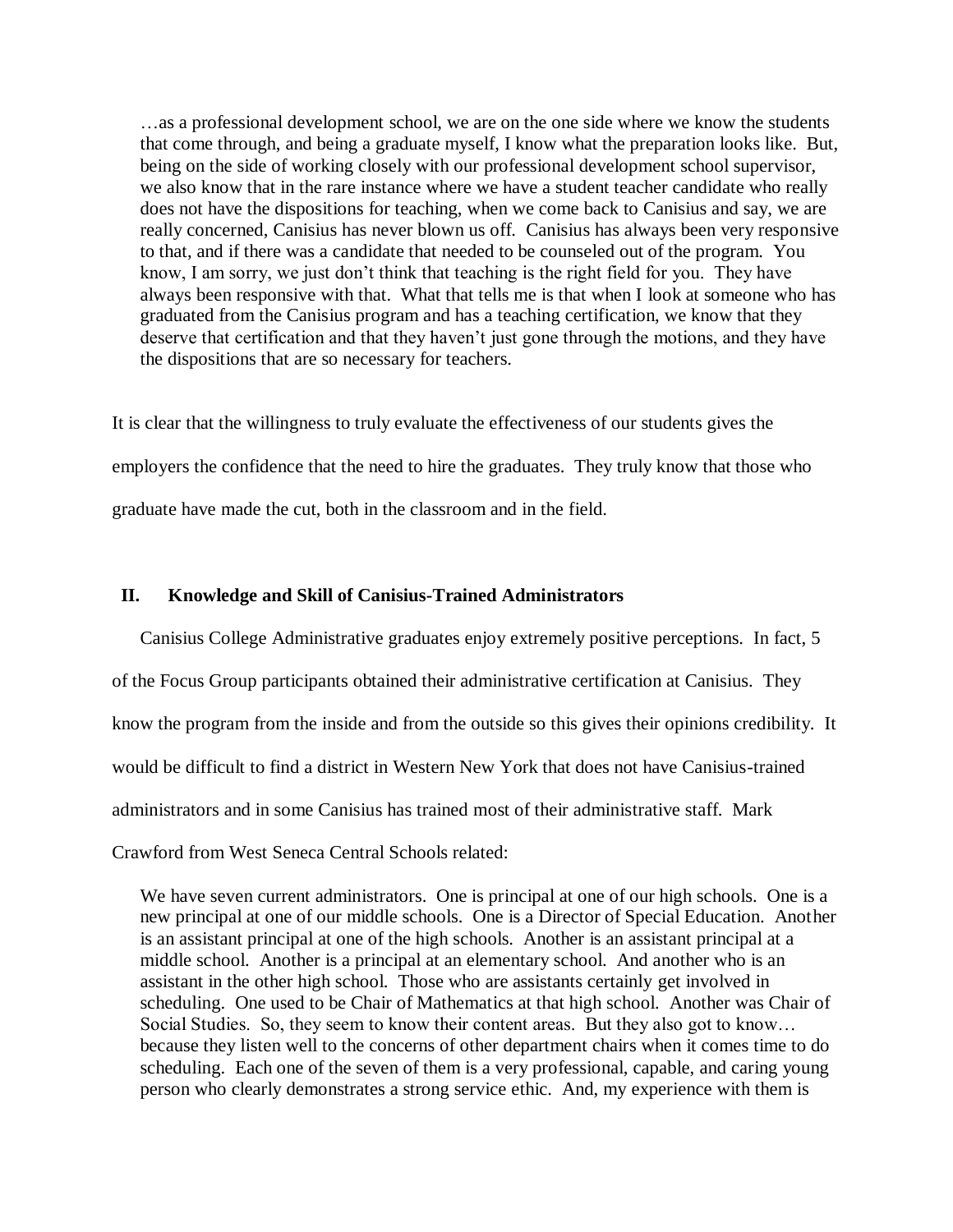> …as a professional development school, we are on the one side where we know the students that come through, and being a graduate myself, I know what the preparation looks like. But, being on the side of working closely with our professional development school supervisor, we also know that in the rare instance where we have a student teacher candidate who really does not have the dispositions for teaching, when we come back to Canisius and say, we are really concerned, Canisius has never blown us off. Canisius has always been very responsive to that, and if there was a candidate that needed to be counseled out of the program. You know, I am sorry, we just don't think that teaching is the right field for you. They have always been responsive with that. What that tells me is that when I look at someone who has graduated from the Canisius program and has a teaching certification, we know that they deserve that certification and that they haven't just gone through the motions, and they have the dispositions that are so necessary for teachers.

It is clear that the willingness to truly evaluate the effectiveness of our students gives the employers the confidence that the need to hire the graduates. They truly know that those who graduate have made the cut, both in the classroom and in the field.

## II. Knowledge and Skill of Canisius-Trained Administrators

Canisius College Administrative graduates enjoy extremely positive perceptions. In fact, 5 of the Focus Group participants obtained their administrative certification at Canisius. They know the program from the inside and from the outside so this gives their opinions credibility. It would be difficult to find a district in Western New York that does not have Canisius-trained administrators and in some Canisius has trained most of their administrative staff. Mark Crawford from West Seneca Central Schools related:

> We have seven current administrators. One is principal at one of our high schools. One is a new principal at one of our middle schools. One is a Director of Special Education. Another is an assistant principal at one of the high schools. Another is an assistant principal at a middle school. Another is a principal at an elementary school. And another who is an assistant in the other high school. Those who are assistants certainly get involved in scheduling. One used to be Chair of Mathematics at that high school. Another was Chair of Social Studies. So, they seem to know their content areas. But they also got to know… because they listen well to the concerns of other department chairs when it comes time to do scheduling. Each one of the seven of them is a very professional, capable, and caring young person who clearly demonstrates a strong service ethic. And, my experience with them is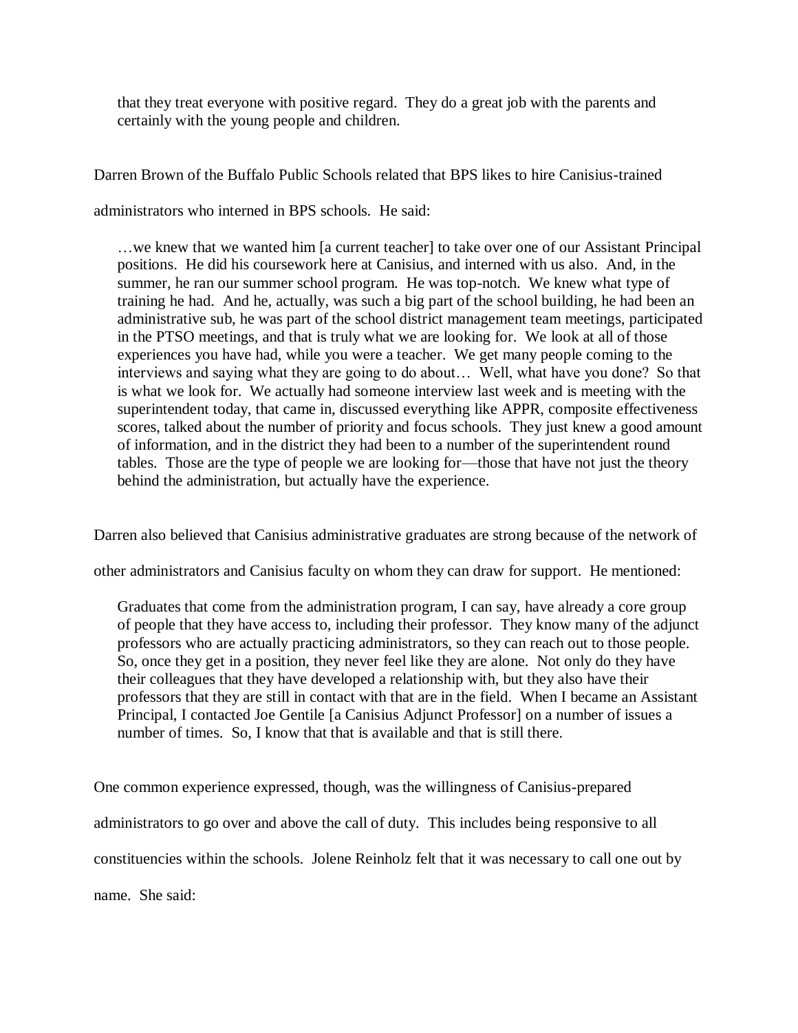> that they treat everyone with positive regard. They do a great job with the parents and certainly with the young people and children.

Darren Brown of the Buffalo Public Schools related that BPS likes to hire Canisius-trained administrators who interned in BPS schools. He said:

> …we knew that we wanted him [a current teacher] to take over one of our Assistant Principal positions. He did his coursework here at Canisius, and interned with us also. And, in the summer, he ran our summer school program. He was top-notch. We knew what type of training he had. And he, actually, was such a big part of the school building, he had been an administrative sub, he was part of the school district management team meetings, participated in the PTSO meetings, and that is truly what we are looking for. We look at all of those experiences you have had, while you were a teacher. We get many people coming to the interviews and saying what they are going to do about… Well, what have you done? So that is what we look for. We actually had someone interview last week and is meeting with the superintendent today, that came in, discussed everything like APPR, composite effectiveness scores, talked about the number of priority and focus schools. They just knew a good amount of information, and in the district they had been to a number of the superintendent round tables. Those are the type of people we are looking for—those that have not just the theory behind the administration, but actually have the experience.

Darren also believed that Canisius administrative graduates are strong because of the network of other administrators and Canisius faculty on whom they can draw for support. He mentioned:

> Graduates that come from the administration program, I can say, have already a core group of people that they have access to, including their professor. They know many of the adjunct professors who are actually practicing administrators, so they can reach out to those people. So, once they get in a position, they never feel like they are alone. Not only do they have their colleagues that they have developed a relationship with, but they also have their professors that they are still in contact with that are in the field. When I became an Assistant Principal, I contacted Joe Gentile [a Canisius Adjunct Professor] on a number of issues a number of times. So, I know that that is available and that is still there.

One common experience expressed, though, was the willingness of Canisius-prepared administrators to go over and above the call of duty. This includes being responsive to all constituencies within the schools. Jolene Reinholz felt that it was necessary to call one out by name. She said: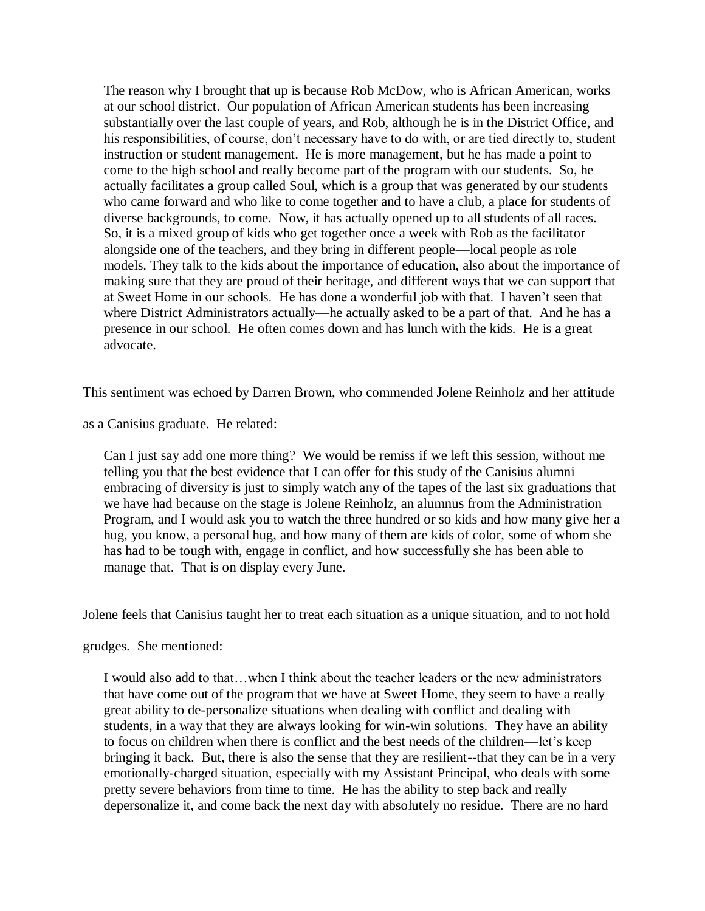> The reason why I brought that up is because Rob McDow, who is African American, works at our school district. Our population of African American students has been increasing substantially over the last couple of years, and Rob, although he is in the District Office, and his responsibilities, of course, don't necessary have to do with, or are tied directly to, student instruction or student management. He is more management, but he has made a point to come to the high school and really become part of the program with our students. So, he actually facilitates a group called Soul, which is a group that was generated by our students who came forward and who like to come together and to have a club, a place for students of diverse backgrounds, to come. Now, it has actually opened up to all students of all races. So, it is a mixed group of kids who get together once a week with Rob as the facilitator alongside one of the teachers, and they bring in different people—local people as role models. They talk to the kids about the importance of education, also about the importance of making sure that they are proud of their heritage, and different ways that we can support that at Sweet Home in our schools. He has done a wonderful job with that. I haven't seen that—where District Administrators actually—he actually asked to be a part of that. And he has a presence in our school. He often comes down and has lunch with the kids. He is a great advocate.

This sentiment was echoed by Darren Brown, who commended Jolene Reinholz and her attitude as a Canisius graduate. He related:

> Can I just say add one more thing? We would be remiss if we left this session, without me telling you that the best evidence that I can offer for this study of the Canisius alumni embracing of diversity is just to simply watch any of the tapes of the last six graduations that we have had because on the stage is Jolene Reinholz, an alumnus from the Administration Program, and I would ask you to watch the three hundred or so kids and how many give her a hug, you know, a personal hug, and how many of them are kids of color, some of whom she has had to be tough with, engage in conflict, and how successfully she has been able to manage that. That is on display every June.

Jolene feels that Canisius taught her to treat each situation as a unique situation, and to not hold grudges. She mentioned:

> I would also add to that…when I think about the teacher leaders or the new administrators that have come out of the program that we have at Sweet Home, they seem to have a really great ability to de-personalize situations when dealing with conflict and dealing with students, in a way that they are always looking for win-win solutions. They have an ability to focus on children when there is conflict and the best needs of the children—let's keep bringing it back. But, there is also the sense that they are resilient--that they can be in a very emotionally-charged situation, especially with my Assistant Principal, who deals with some pretty severe behaviors from time to time. He has the ability to step back and really depersonalize it, and come back the next day with absolutely no residue. There are no hard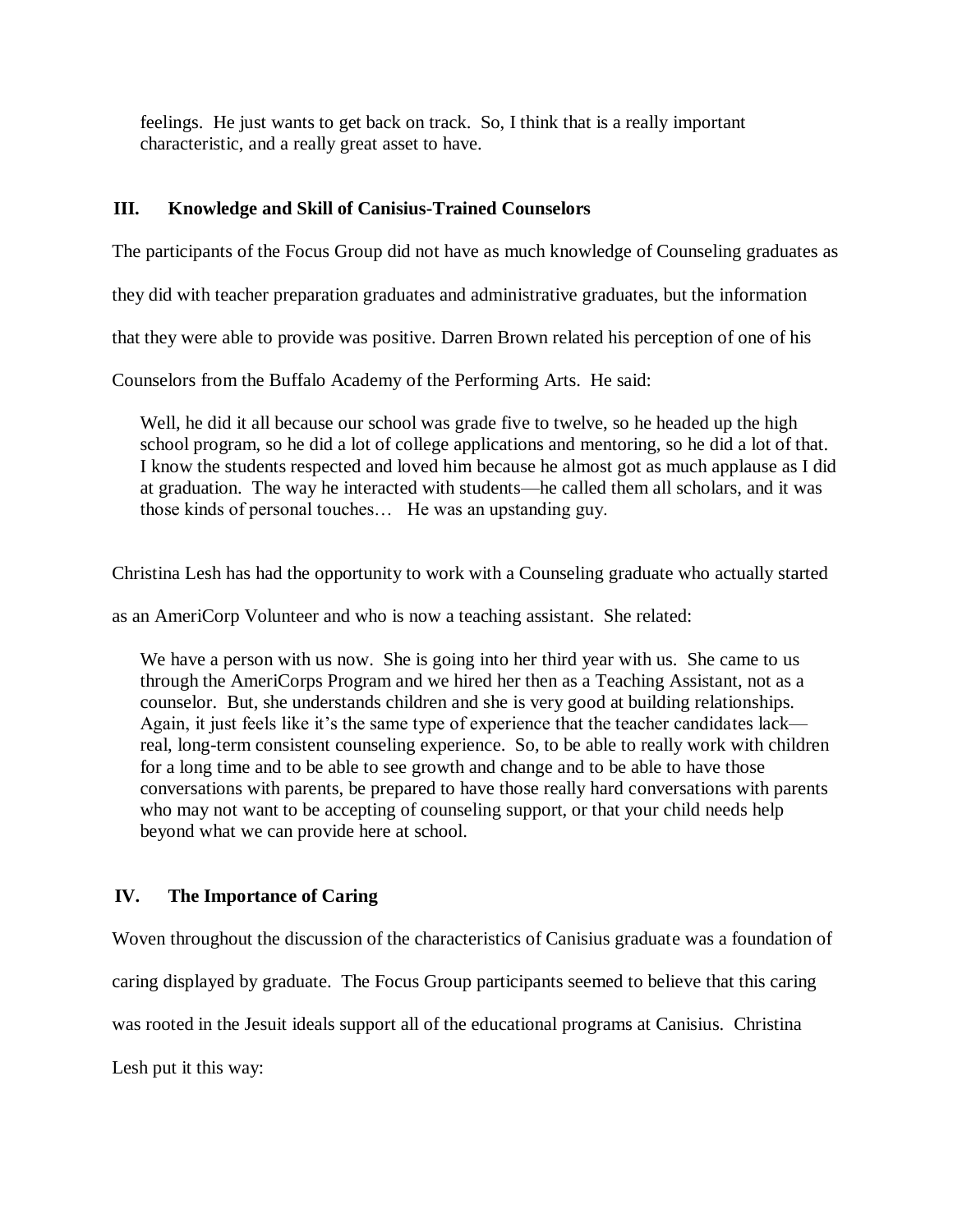feelings. He just wants to get back on track. So, I think that is a really important characteristic, and a really great asset to have.

## III. Knowledge and Skill of Canisius-Trained Counselors

The participants of the Focus Group did not have as much knowledge of Counseling graduates as they did with teacher preparation graduates and administrative graduates, but the information that they were able to provide was positive. Darren Brown related his perception of one of his Counselors from the Buffalo Academy of the Performing Arts. He said:

> Well, he did it all because our school was grade five to twelve, so he headed up the high school program, so he did a lot of college applications and mentoring, so he did a lot of that. I know the students respected and loved him because he almost got as much applause as I did at graduation. The way he interacted with students—he called them all scholars, and it was those kinds of personal touches… He was an upstanding guy.

Christina Lesh has had the opportunity to work with a Counseling graduate who actually started as an AmeriCorp Volunteer and who is now a teaching assistant. She related:

> We have a person with us now. She is going into her third year with us. She came to us through the AmeriCorps Program and we hired her then as a Teaching Assistant, not as a counselor. But, she understands children and she is very good at building relationships. Again, it just feels like it's the same type of experience that the teacher candidates lack—real, long-term consistent counseling experience. So, to be able to really work with children for a long time and to be able to see growth and change and to be able to have those conversations with parents, be prepared to have those really hard conversations with parents who may not want to be accepting of counseling support, or that your child needs help beyond what we can provide here at school.

## IV. The Importance of Caring

Woven throughout the discussion of the characteristics of Canisius graduate was a foundation of caring displayed by graduate. The Focus Group participants seemed to believe that this caring was rooted in the Jesuit ideals support all of the educational programs at Canisius. Christina Lesh put it this way: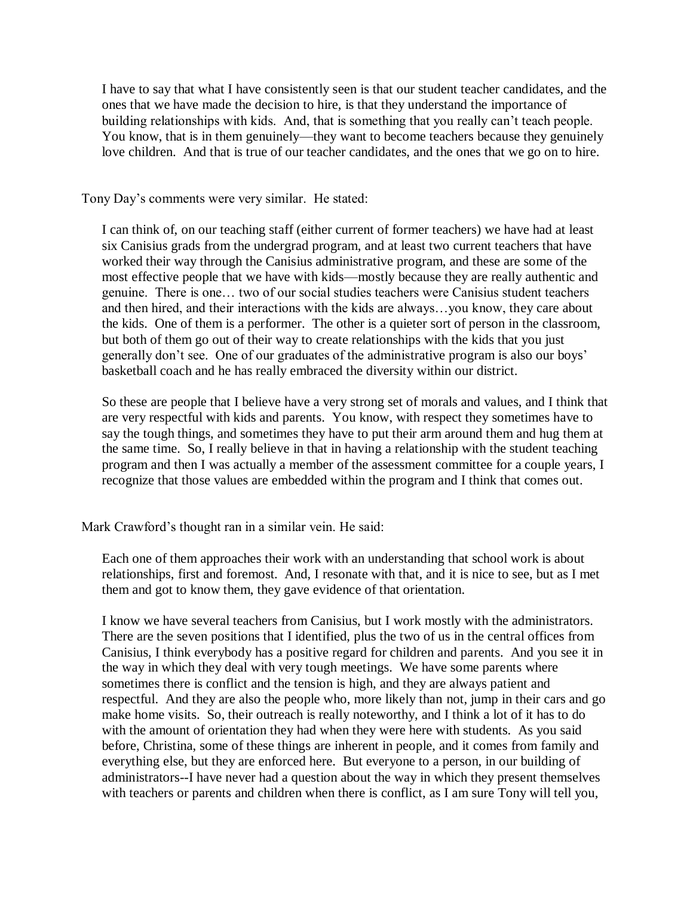> I have to say that what I have consistently seen is that our student teacher candidates, and the ones that we have made the decision to hire, is that they understand the importance of building relationships with kids. And, that is something that you really can't teach people. You know, that is in them genuinely—they want to become teachers because they genuinely love children. And that is true of our teacher candidates, and the ones that we go on to hire.

Tony Day's comments were very similar. He stated:

> I can think of, on our teaching staff (either current of former teachers) we have had at least six Canisius grads from the undergrad program, and at least two current teachers that have worked their way through the Canisius administrative program, and these are some of the most effective people that we have with kids—mostly because they are really authentic and genuine. There is one… two of our social studies teachers were Canisius student teachers and then hired, and their interactions with the kids are always…you know, they care about the kids. One of them is a performer. The other is a quieter sort of person in the classroom, but both of them go out of their way to create relationships with the kids that you just generally don't see. One of our graduates of the administrative program is also our boys' basketball coach and he has really embraced the diversity within our district.
>
> So these are people that I believe have a very strong set of morals and values, and I think that are very respectful with kids and parents. You know, with respect they sometimes have to say the tough things, and sometimes they have to put their arm around them and hug them at the same time. So, I really believe in that in having a relationship with the student teaching program and then I was actually a member of the assessment committee for a couple years, I recognize that those values are embedded within the program and I think that comes out.

Mark Crawford's thought ran in a similar vein. He said:

> Each one of them approaches their work with an understanding that school work is about relationships, first and foremost. And, I resonate with that, and it is nice to see, but as I met them and got to know them, they gave evidence of that orientation.
>
> I know we have several teachers from Canisius, but I work mostly with the administrators. There are the seven positions that I identified, plus the two of us in the central offices from Canisius, I think everybody has a positive regard for children and parents. And you see it in the way in which they deal with very tough meetings. We have some parents where sometimes there is conflict and the tension is high, and they are always patient and respectful. And they are also the people who, more likely than not, jump in their cars and go make home visits. So, their outreach is really noteworthy, and I think a lot of it has to do with the amount of orientation they had when they were here with students. As you said before, Christina, some of these things are inherent in people, and it comes from family and everything else, but they are enforced here. But everyone to a person, in our building of administrators--I have never had a question about the way in which they present themselves with teachers or parents and children when there is conflict, as I am sure Tony will tell you,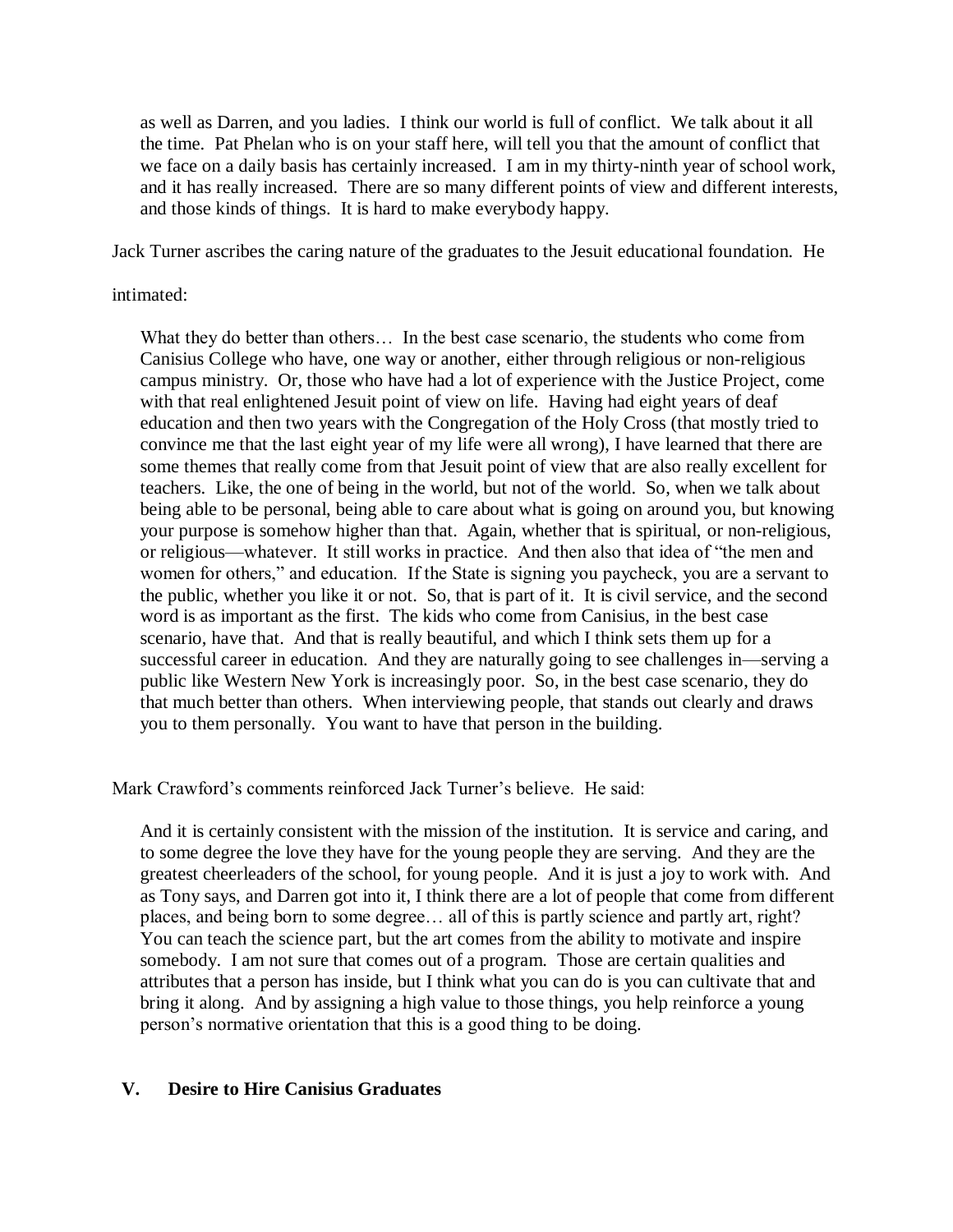> as well as Darren, and you ladies. I think our world is full of conflict. We talk about it all the time. Pat Phelan who is on your staff here, will tell you that the amount of conflict that we face on a daily basis has certainly increased. I am in my thirty-ninth year of school work, and it has really increased. There are so many different points of view and different interests, and those kinds of things. It is hard to make everybody happy.

Jack Turner ascribes the caring nature of the graduates to the Jesuit educational foundation. He intimated:

> What they do better than others… In the best case scenario, the students who come from Canisius College who have, one way or another, either through religious or non-religious campus ministry. Or, those who have had a lot of experience with the Justice Project, come with that real enlightened Jesuit point of view on life. Having had eight years of deaf education and then two years with the Congregation of the Holy Cross (that mostly tried to convince me that the last eight year of my life were all wrong), I have learned that there are some themes that really come from that Jesuit point of view that are also really excellent for teachers. Like, the one of being in the world, but not of the world. So, when we talk about being able to be personal, being able to care about what is going on around you, but knowing your purpose is somehow higher than that. Again, whether that is spiritual, or non-religious, or religious—whatever. It still works in practice. And then also that idea of "the men and women for others," and education. If the State is signing you paycheck, you are a servant to the public, whether you like it or not. So, that is part of it. It is civil service, and the second word is as important as the first. The kids who come from Canisius, in the best case scenario, have that. And that is really beautiful, and which I think sets them up for a successful career in education. And they are naturally going to see challenges in—serving a public like Western New York is increasingly poor. So, in the best case scenario, they do that much better than others. When interviewing people, that stands out clearly and draws you to them personally. You want to have that person in the building.

Mark Crawford's comments reinforced Jack Turner's believe. He said:

> And it is certainly consistent with the mission of the institution. It is service and caring, and to some degree the love they have for the young people they are serving. And they are the greatest cheerleaders of the school, for young people. And it is just a joy to work with. And as Tony says, and Darren got into it, I think there are a lot of people that come from different places, and being born to some degree… all of this is partly science and partly art, right? You can teach the science part, but the art comes from the ability to motivate and inspire somebody. I am not sure that comes out of a program. Those are certain qualities and attributes that a person has inside, but I think what you can do is you can cultivate that and bring it along. And by assigning a high value to those things, you help reinforce a young person's normative orientation that this is a good thing to be doing.

## V. Desire to Hire Canisius Graduates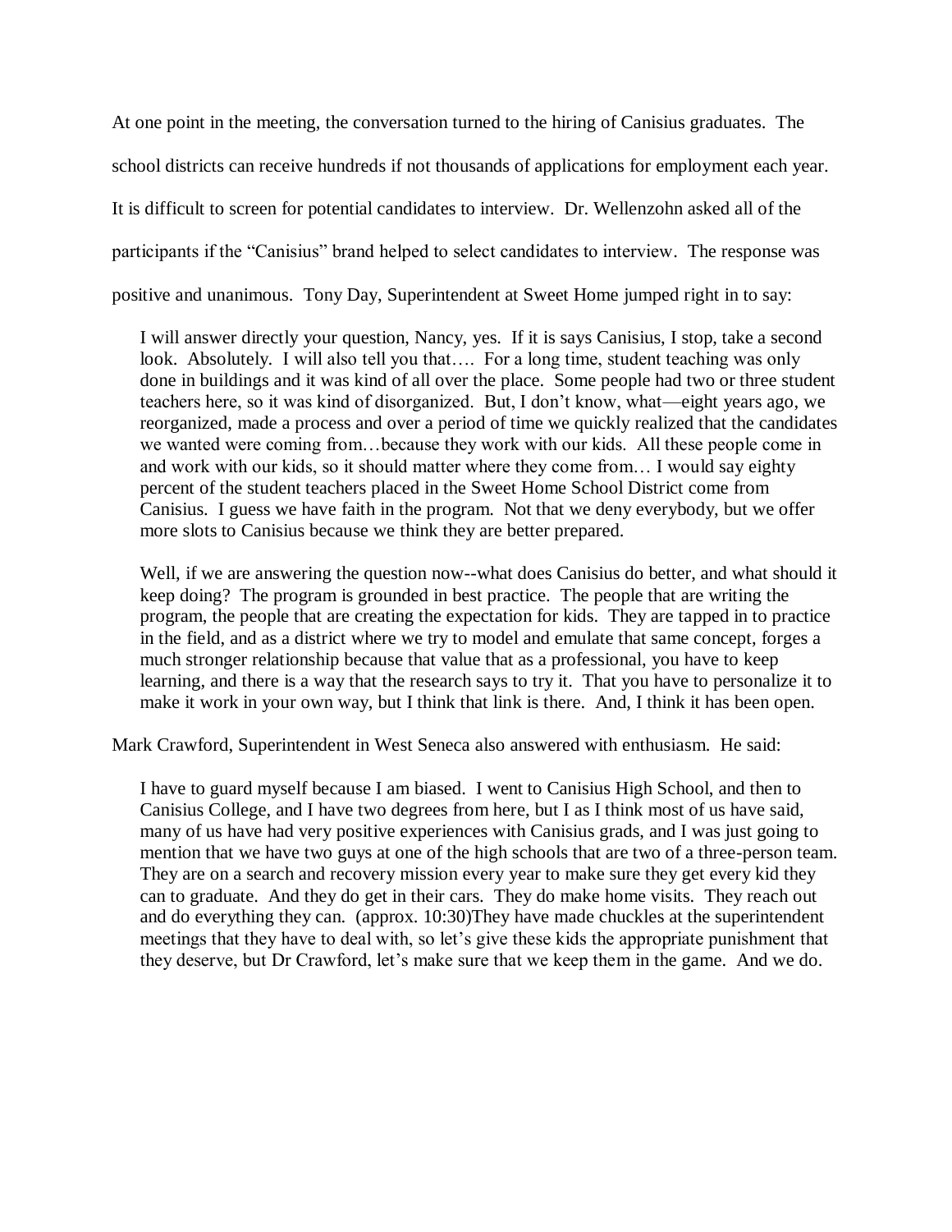At one point in the meeting, the conversation turned to the hiring of Canisius graduates. The school districts can receive hundreds if not thousands of applications for employment each year. It is difficult to screen for potential candidates to interview. Dr. Wellenzohn asked all of the participants if the "Canisius" brand helped to select candidates to interview. The response was positive and unanimous. Tony Day, Superintendent at Sweet Home jumped right in to say:

> I will answer directly your question, Nancy, yes. If it is says Canisius, I stop, take a second look. Absolutely. I will also tell you that…. For a long time, student teaching was only done in buildings and it was kind of all over the place. Some people had two or three student teachers here, so it was kind of disorganized. But, I don't know, what—eight years ago, we reorganized, made a process and over a period of time we quickly realized that the candidates we wanted were coming from…because they work with our kids. All these people come in and work with our kids, so it should matter where they come from… I would say eighty percent of the student teachers placed in the Sweet Home School District come from Canisius. I guess we have faith in the program. Not that we deny everybody, but we offer more slots to Canisius because we think they are better prepared.
>
> Well, if we are answering the question now--what does Canisius do better, and what should it keep doing? The program is grounded in best practice. The people that are writing the program, the people that are creating the expectation for kids. They are tapped in to practice in the field, and as a district where we try to model and emulate that same concept, forges a much stronger relationship because that value that as a professional, you have to keep learning, and there is a way that the research says to try it. That you have to personalize it to make it work in your own way, but I think that link is there. And, I think it has been open.

Mark Crawford, Superintendent in West Seneca also answered with enthusiasm. He said:

> I have to guard myself because I am biased. I went to Canisius High School, and then to Canisius College, and I have two degrees from here, but I as I think most of us have said, many of us have had very positive experiences with Canisius grads, and I was just going to mention that we have two guys at one of the high schools that are two of a three-person team. They are on a search and recovery mission every year to make sure they get every kid they can to graduate. And they do get in their cars. They do make home visits. They reach out and do everything they can. (approx. 10:30)They have made chuckles at the superintendent meetings that they have to deal with, so let's give these kids the appropriate punishment that they deserve, but Dr Crawford, let's make sure that we keep them in the game. And we do.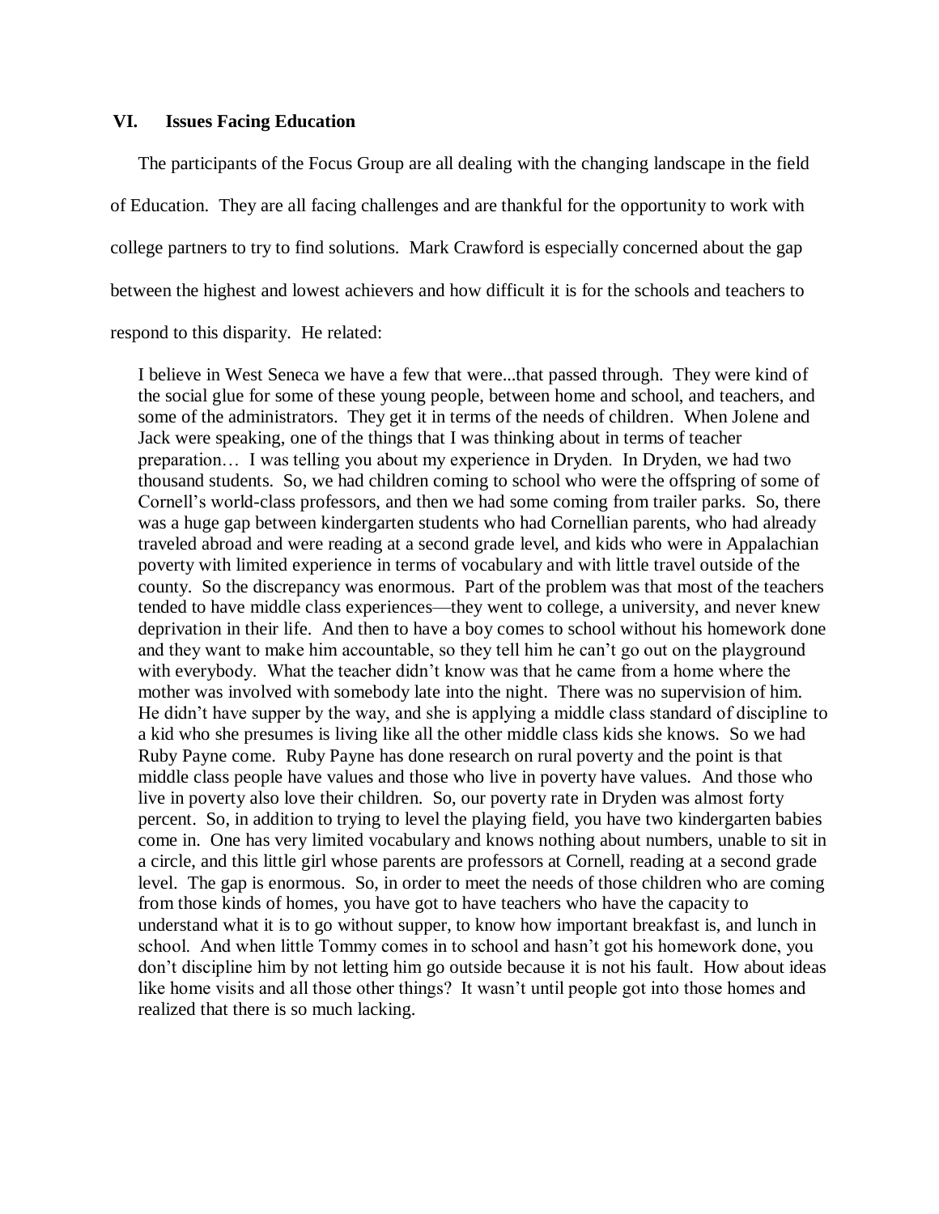## VI. Issues Facing Education

The participants of the Focus Group are all dealing with the changing landscape in the field of Education. They are all facing challenges and are thankful for the opportunity to work with college partners to try to find solutions. Mark Crawford is especially concerned about the gap between the highest and lowest achievers and how difficult it is for the schools and teachers to respond to this disparity. He related:

> I believe in West Seneca we have a few that were...that passed through. They were kind of the social glue for some of these young people, between home and school, and teachers, and some of the administrators. They get it in terms of the needs of children. When Jolene and Jack were speaking, one of the things that I was thinking about in terms of teacher preparation… I was telling you about my experience in Dryden. In Dryden, we had two thousand students. So, we had children coming to school who were the offspring of some of Cornell's world-class professors, and then we had some coming from trailer parks. So, there was a huge gap between kindergarten students who had Cornellian parents, who had already traveled abroad and were reading at a second grade level, and kids who were in Appalachian poverty with limited experience in terms of vocabulary and with little travel outside of the county. So the discrepancy was enormous. Part of the problem was that most of the teachers tended to have middle class experiences—they went to college, a university, and never knew deprivation in their life. And then to have a boy comes to school without his homework done and they want to make him accountable, so they tell him he can't go out on the playground with everybody. What the teacher didn't know was that he came from a home where the mother was involved with somebody late into the night. There was no supervision of him. He didn't have supper by the way, and she is applying a middle class standard of discipline to a kid who she presumes is living like all the other middle class kids she knows. So we had Ruby Payne come. Ruby Payne has done research on rural poverty and the point is that middle class people have values and those who live in poverty have values. And those who live in poverty also love their children. So, our poverty rate in Dryden was almost forty percent. So, in addition to trying to level the playing field, you have two kindergarten babies come in. One has very limited vocabulary and knows nothing about numbers, unable to sit in a circle, and this little girl whose parents are professors at Cornell, reading at a second grade level. The gap is enormous. So, in order to meet the needs of those children who are coming from those kinds of homes, you have got to have teachers who have the capacity to understand what it is to go without supper, to know how important breakfast is, and lunch in school. And when little Tommy comes in to school and hasn't got his homework done, you don't discipline him by not letting him go outside because it is not his fault. How about ideas like home visits and all those other things? It wasn't until people got into those homes and realized that there is so much lacking.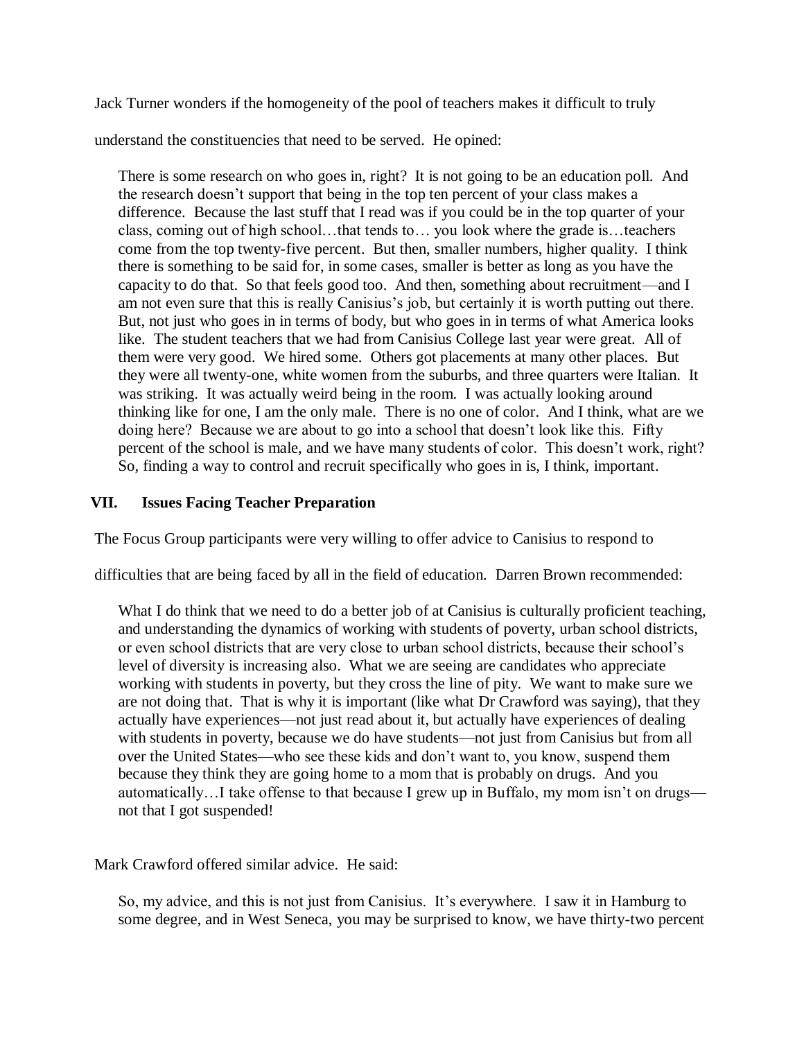Jack Turner wonders if the homogeneity of the pool of teachers makes it difficult to truly understand the constituencies that need to be served. He opined:

> There is some research on who goes in, right? It is not going to be an education poll. And the research doesn't support that being in the top ten percent of your class makes a difference. Because the last stuff that I read was if you could be in the top quarter of your class, coming out of high school…that tends to… you look where the grade is…teachers come from the top twenty-five percent. But then, smaller numbers, higher quality. I think there is something to be said for, in some cases, smaller is better as long as you have the capacity to do that. So that feels good too. And then, something about recruitment—and I am not even sure that this is really Canisius's job, but certainly it is worth putting out there. But, not just who goes in in terms of body, but who goes in in terms of what America looks like. The student teachers that we had from Canisius College last year were great. All of them were very good. We hired some. Others got placements at many other places. But they were all twenty-one, white women from the suburbs, and three quarters were Italian. It was striking. It was actually weird being in the room. I was actually looking around thinking like for one, I am the only male. There is no one of color. And I think, what are we doing here? Because we are about to go into a school that doesn't look like this. Fifty percent of the school is male, and we have many students of color. This doesn't work, right? So, finding a way to control and recruit specifically who goes in is, I think, important.

## VII. Issues Facing Teacher Preparation

The Focus Group participants were very willing to offer advice to Canisius to respond to difficulties that are being faced by all in the field of education. Darren Brown recommended:

> What I do think that we need to do a better job of at Canisius is culturally proficient teaching, and understanding the dynamics of working with students of poverty, urban school districts, or even school districts that are very close to urban school districts, because their school's level of diversity is increasing also. What we are seeing are candidates who appreciate working with students in poverty, but they cross the line of pity. We want to make sure we are not doing that. That is why it is important (like what Dr Crawford was saying), that they actually have experiences—not just read about it, but actually have experiences of dealing with students in poverty, because we do have students—not just from Canisius but from all over the United States—who see these kids and don't want to, you know, suspend them because they think they are going home to a mom that is probably on drugs. And you automatically…I take offense to that because I grew up in Buffalo, my mom isn't on drugs—not that I got suspended!

Mark Crawford offered similar advice. He said:

> So, my advice, and this is not just from Canisius. It's everywhere. I saw it in Hamburg to some degree, and in West Seneca, you may be surprised to know, we have thirty-two percent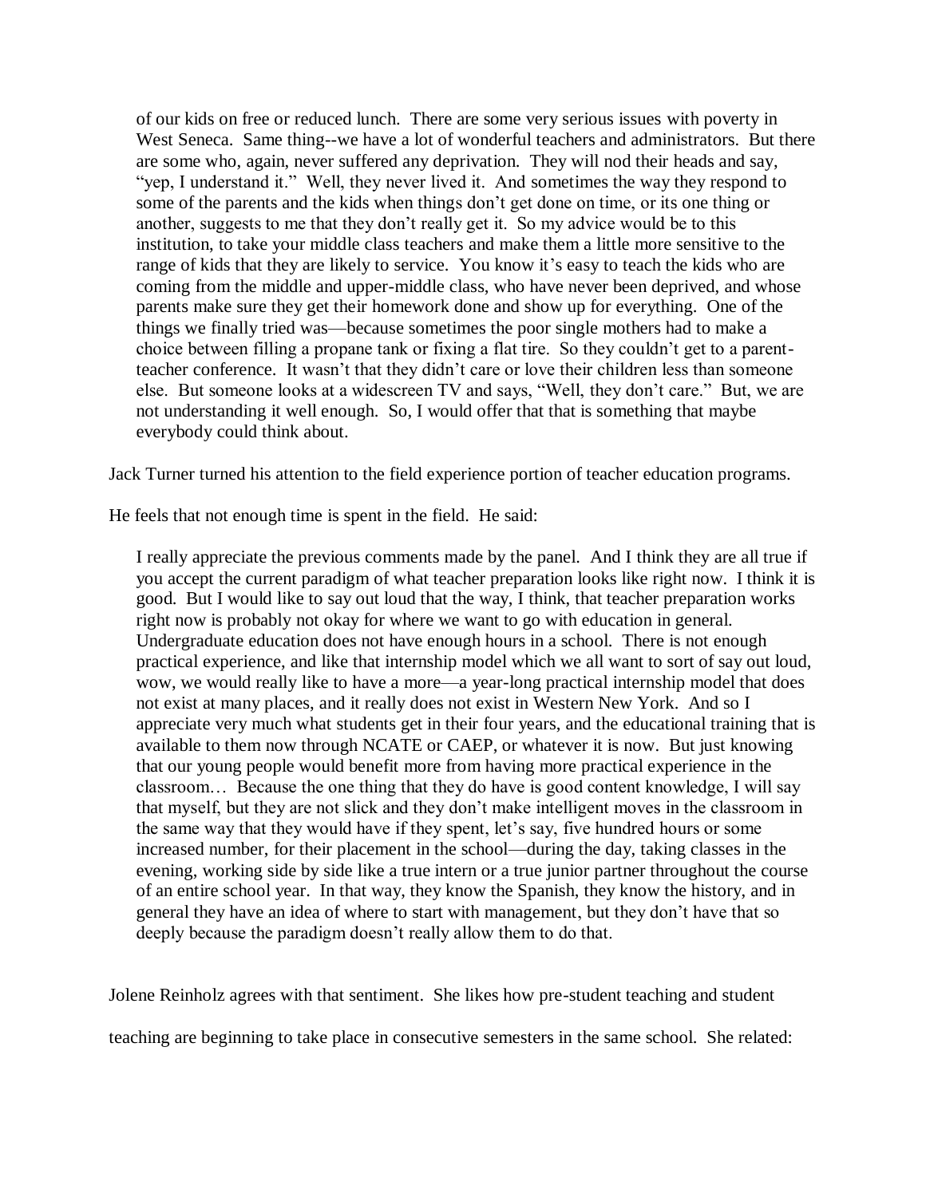> of our kids on free or reduced lunch. There are some very serious issues with poverty in West Seneca. Same thing--we have a lot of wonderful teachers and administrators. But there are some who, again, never suffered any deprivation. They will nod their heads and say, "yep, I understand it." Well, they never lived it. And sometimes the way they respond to some of the parents and the kids when things don't get done on time, or its one thing or another, suggests to me that they don't really get it. So my advice would be to this institution, to take your middle class teachers and make them a little more sensitive to the range of kids that they are likely to service. You know it's easy to teach the kids who are coming from the middle and upper-middle class, who have never been deprived, and whose parents make sure they get their homework done and show up for everything. One of the things we finally tried was—because sometimes the poor single mothers had to make a choice between filling a propane tank or fixing a flat tire. So they couldn't get to a parent-teacher conference. It wasn't that they didn't care or love their children less than someone else. But someone looks at a widescreen TV and says, "Well, they don't care." But, we are not understanding it well enough. So, I would offer that that is something that maybe everybody could think about.

Jack Turner turned his attention to the field experience portion of teacher education programs.

He feels that not enough time is spent in the field. He said:

> I really appreciate the previous comments made by the panel. And I think they are all true if you accept the current paradigm of what teacher preparation looks like right now. I think it is good. But I would like to say out loud that the way, I think, that teacher preparation works right now is probably not okay for where we want to go with education in general. Undergraduate education does not have enough hours in a school. There is not enough practical experience, and like that internship model which we all want to sort of say out loud, wow, we would really like to have a more—a year-long practical internship model that does not exist at many places, and it really does not exist in Western New York. And so I appreciate very much what students get in their four years, and the educational training that is available to them now through NCATE or CAEP, or whatever it is now. But just knowing that our young people would benefit more from having more practical experience in the classroom… Because the one thing that they do have is good content knowledge, I will say that myself, but they are not slick and they don't make intelligent moves in the classroom in the same way that they would have if they spent, let's say, five hundred hours or some increased number, for their placement in the school—during the day, taking classes in the evening, working side by side like a true intern or a true junior partner throughout the course of an entire school year. In that way, they know the Spanish, they know the history, and in general they have an idea of where to start with management, but they don't have that so deeply because the paradigm doesn't really allow them to do that.

Jolene Reinholz agrees with that sentiment. She likes how pre-student teaching and student teaching are beginning to take place in consecutive semesters in the same school. She related: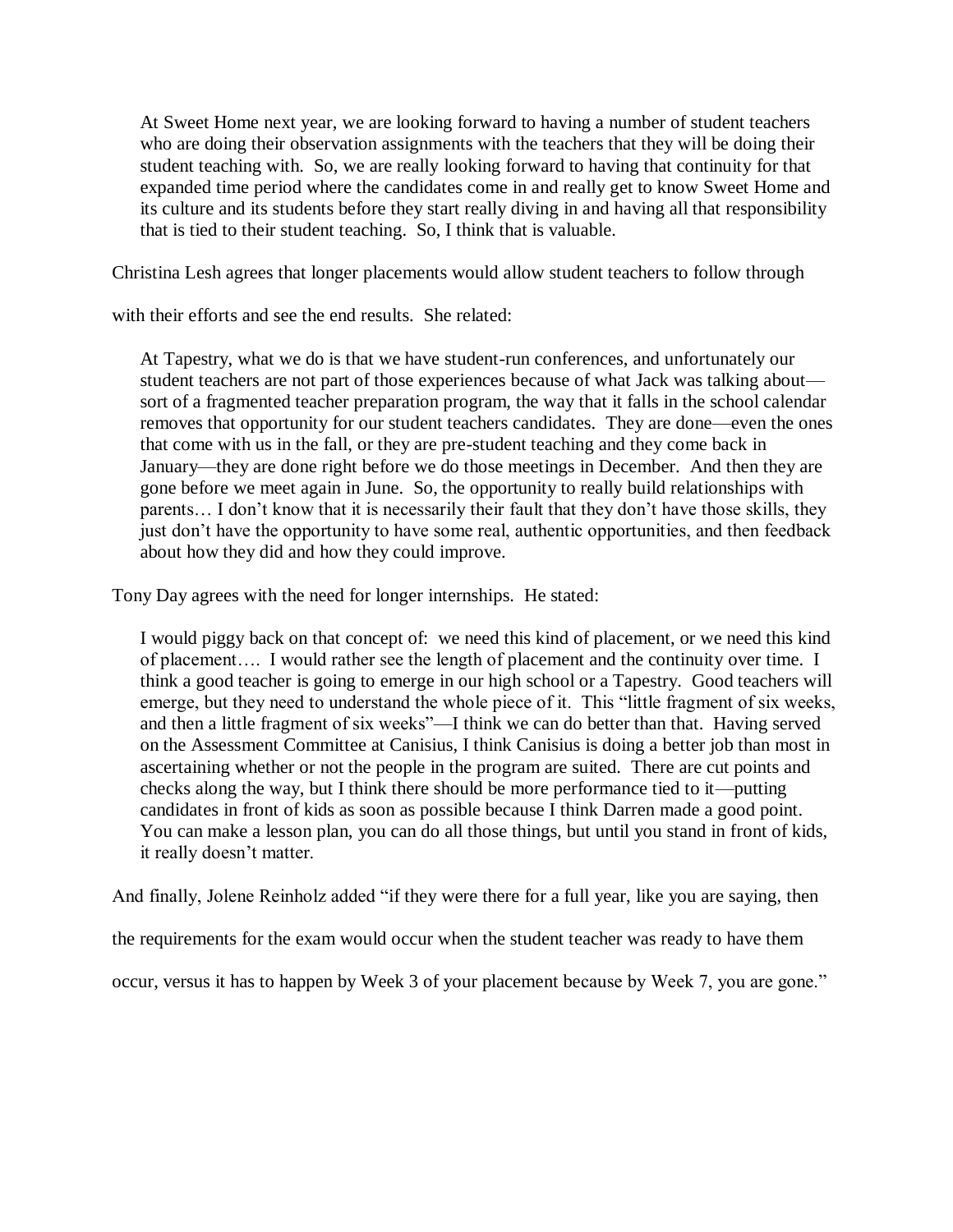> At Sweet Home next year, we are looking forward to having a number of student teachers who are doing their observation assignments with the teachers that they will be doing their student teaching with. So, we are really looking forward to having that continuity for that expanded time period where the candidates come in and really get to know Sweet Home and its culture and its students before they start really diving in and having all that responsibility that is tied to their student teaching. So, I think that is valuable.

Christina Lesh agrees that longer placements would allow student teachers to follow through with their efforts and see the end results. She related:

> At Tapestry, what we do is that we have student-run conferences, and unfortunately our student teachers are not part of those experiences because of what Jack was talking about—sort of a fragmented teacher preparation program, the way that it falls in the school calendar removes that opportunity for our student teachers candidates. They are done—even the ones that come with us in the fall, or they are pre-student teaching and they come back in January—they are done right before we do those meetings in December. And then they are gone before we meet again in June. So, the opportunity to really build relationships with parents… I don't know that it is necessarily their fault that they don't have those skills, they just don't have the opportunity to have some real, authentic opportunities, and then feedback about how they did and how they could improve.

Tony Day agrees with the need for longer internships. He stated:

> I would piggy back on that concept of: we need this kind of placement, or we need this kind of placement…. I would rather see the length of placement and the continuity over time. I think a good teacher is going to emerge in our high school or a Tapestry. Good teachers will emerge, but they need to understand the whole piece of it. This "little fragment of six weeks, and then a little fragment of six weeks"—I think we can do better than that. Having served on the Assessment Committee at Canisius, I think Canisius is doing a better job than most in ascertaining whether or not the people in the program are suited. There are cut points and checks along the way, but I think there should be more performance tied to it—putting candidates in front of kids as soon as possible because I think Darren made a good point. You can make a lesson plan, you can do all those things, but until you stand in front of kids, it really doesn't matter.

And finally, Jolene Reinholz added "if they were there for a full year, like you are saying, then the requirements for the exam would occur when the student teacher was ready to have them occur, versus it has to happen by Week 3 of your placement because by Week 7, you are gone."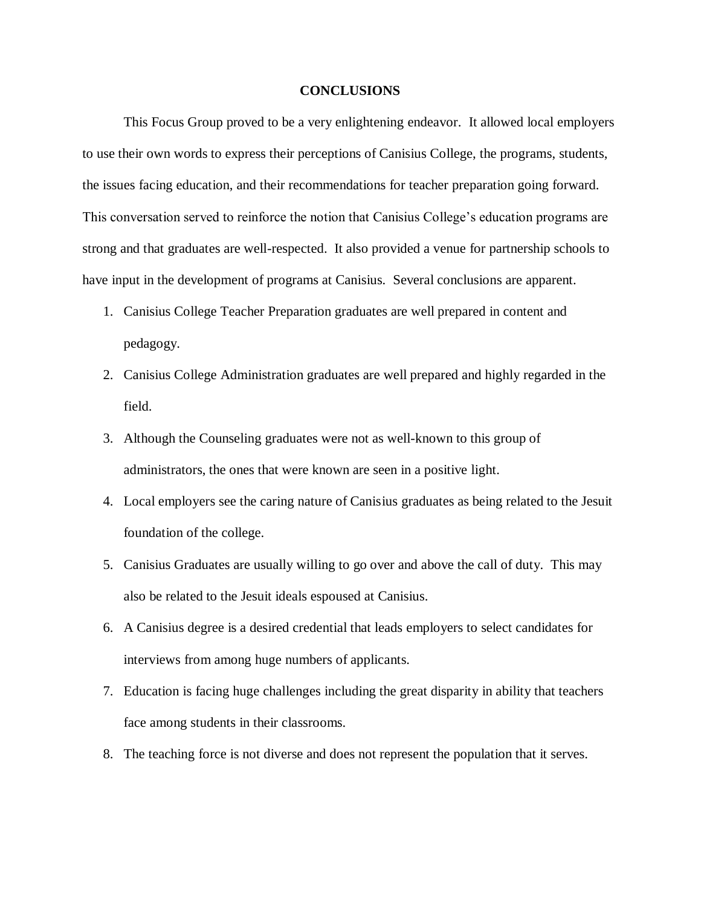## CONCLUSIONS

This Focus Group proved to be a very enlightening endeavor. It allowed local employers to use their own words to express their perceptions of Canisius College, the programs, students, the issues facing education, and their recommendations for teacher preparation going forward. This conversation served to reinforce the notion that Canisius College's education programs are strong and that graduates are well-respected. It also provided a venue for partnership schools to have input in the development of programs at Canisius. Several conclusions are apparent.

1. Canisius College Teacher Preparation graduates are well prepared in content and pedagogy.
2. Canisius College Administration graduates are well prepared and highly regarded in the field.
3. Although the Counseling graduates were not as well-known to this group of administrators, the ones that were known are seen in a positive light.
4. Local employers see the caring nature of Canisius graduates as being related to the Jesuit foundation of the college.
5. Canisius Graduates are usually willing to go over and above the call of duty. This may also be related to the Jesuit ideals espoused at Canisius.
6. A Canisius degree is a desired credential that leads employers to select candidates for interviews from among huge numbers of applicants.
7. Education is facing huge challenges including the great disparity in ability that teachers face among students in their classrooms.
8. The teaching force is not diverse and does not represent the population that it serves.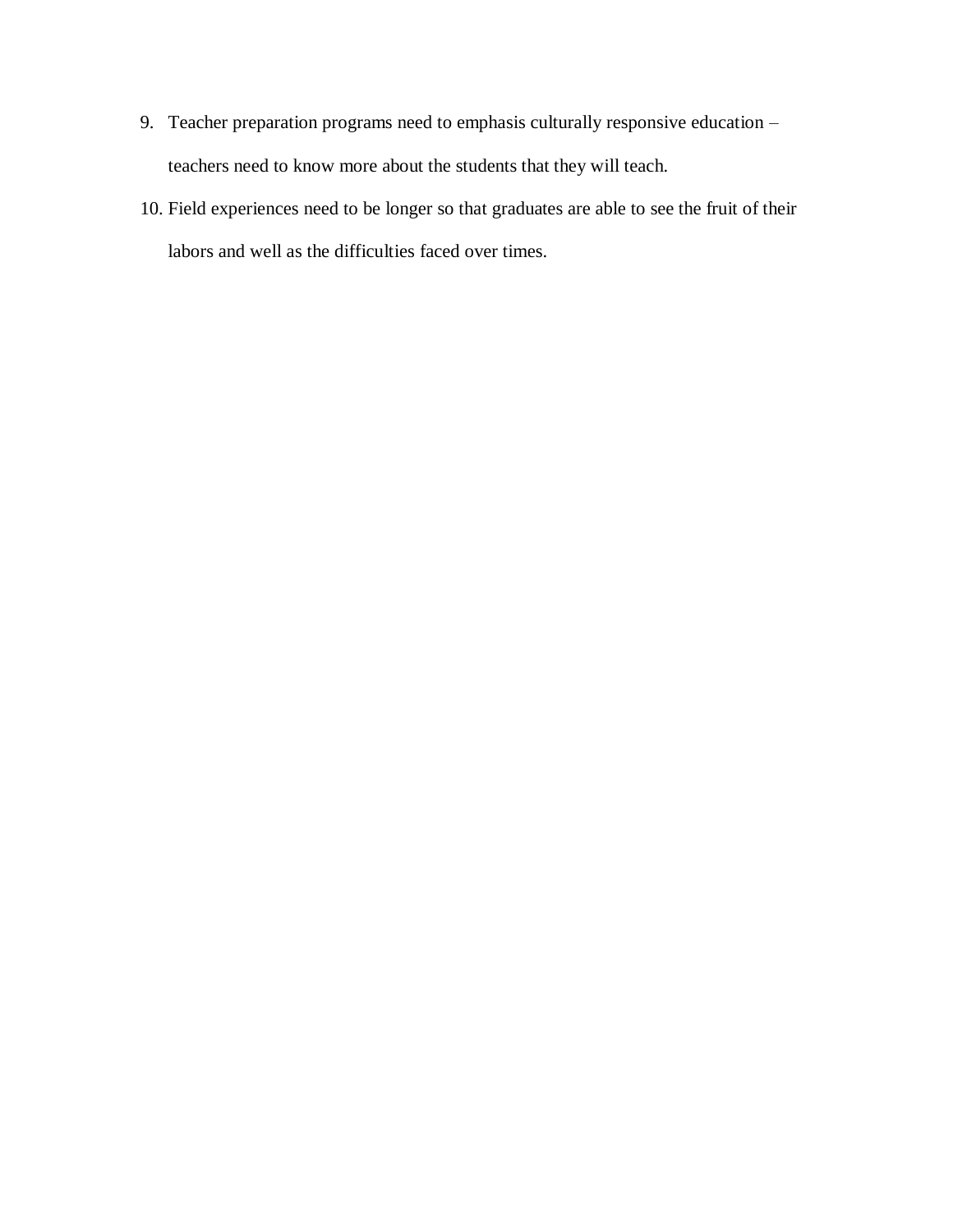9. Teacher preparation programs need to emphasis culturally responsive education – teachers need to know more about the students that they will teach.
10. Field experiences need to be longer so that graduates are able to see the fruit of their labors and well as the difficulties faced over times.